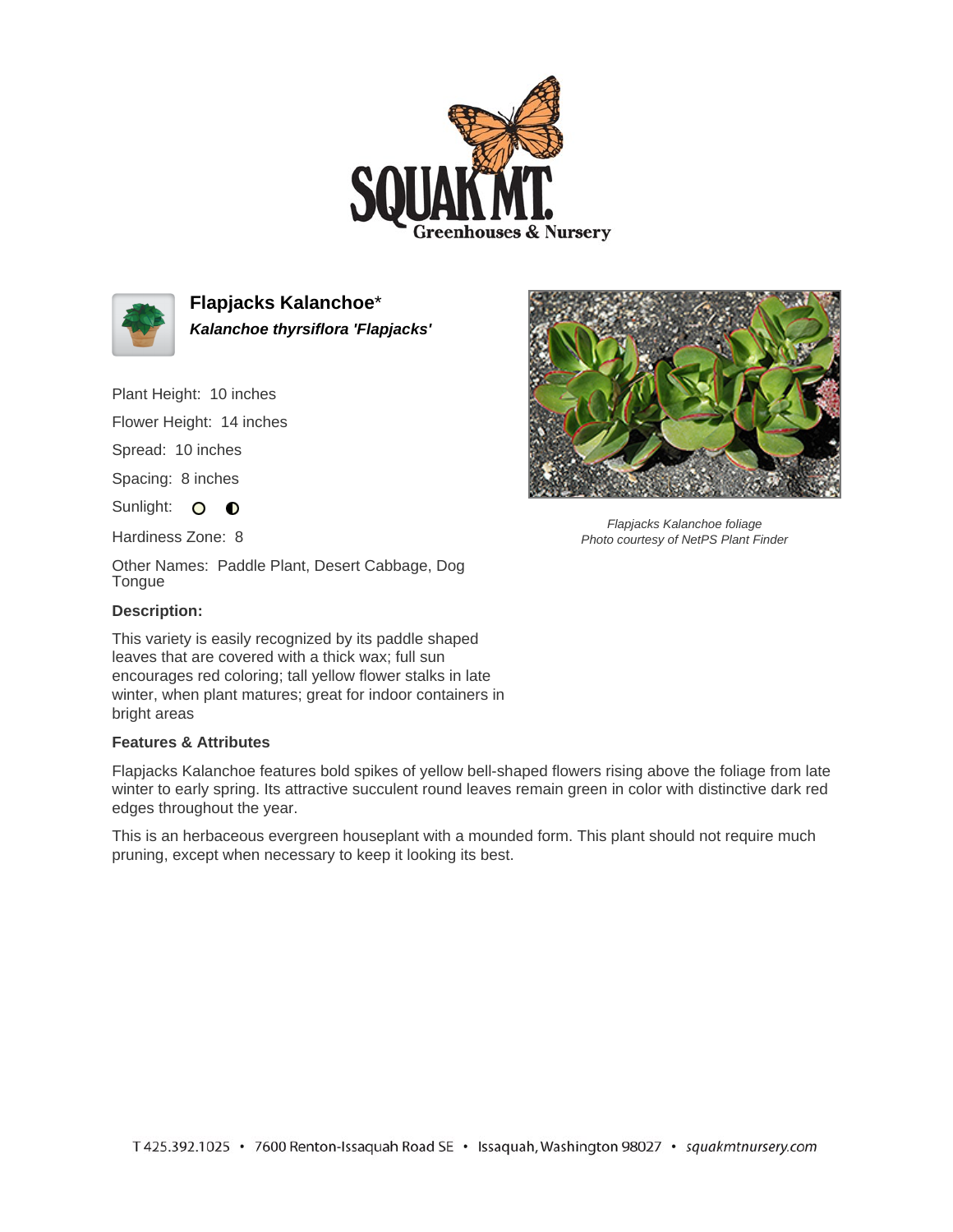# Flapjacks Kalanchoe*

***Kalanchoe thyrsiflora 'Flapjacks'***

Plant Height: 10 inches

Flower Height: 14 inches

Spread: 10 inches

Spacing: 8 inches

Sunlight: ○ ◐

Hardiness Zone: 8

Other Names: Paddle Plant, Desert Cabbage, Dog Tongue

*Flapjacks Kalanchoe foliage*
*Photo courtesy of NetPS Plant Finder*

**Description:**

This variety is easily recognized by its paddle shaped leaves that are covered with a thick wax; full sun encourages red coloring; tall yellow flower stalks in late winter, when plant matures; great for indoor containers in bright areas

**Features & Attributes**

Flapjacks Kalanchoe features bold spikes of yellow bell-shaped flowers rising above the foliage from late winter to early spring. Its attractive succulent round leaves remain green in color with distinctive dark red edges throughout the year.

This is an herbaceous evergreen houseplant with a mounded form. This plant should not require much pruning, except when necessary to keep it looking its best.

T 425.392.1025 • 7600 Renton-Issaquah Road SE • Issaquah, Washington 98027 • squakmtnursery.com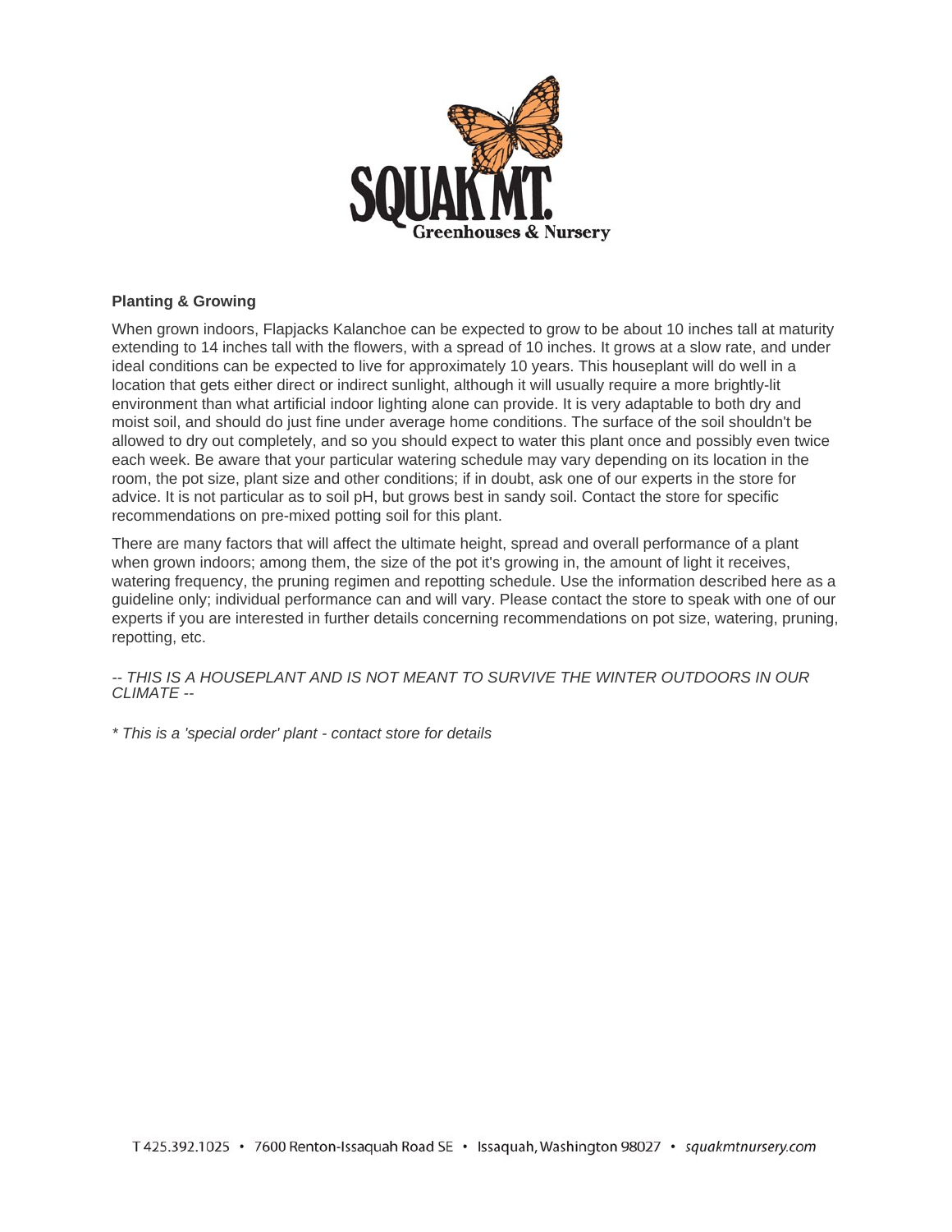**Planting & Growing**

When grown indoors, Flapjacks Kalanchoe can be expected to grow to be about 10 inches tall at maturity extending to 14 inches tall with the flowers, with a spread of 10 inches. It grows at a slow rate, and under ideal conditions can be expected to live for approximately 10 years. This houseplant will do well in a location that gets either direct or indirect sunlight, although it will usually require a more brightly-lit environment than what artificial indoor lighting alone can provide. It is very adaptable to both dry and moist soil, and should do just fine under average home conditions. The surface of the soil shouldn't be allowed to dry out completely, and so you should expect to water this plant once and possibly even twice each week. Be aware that your particular watering schedule may vary depending on its location in the room, the pot size, plant size and other conditions; if in doubt, ask one of our experts in the store for advice. It is not particular as to soil pH, but grows best in sandy soil. Contact the store for specific recommendations on pre-mixed potting soil for this plant.

There are many factors that will affect the ultimate height, spread and overall performance of a plant when grown indoors; among them, the size of the pot it's growing in, the amount of light it receives, watering frequency, the pruning regimen and repotting schedule. Use the information described here as a guideline only; individual performance can and will vary. Please contact the store to speak with one of our experts if you are interested in further details concerning recommendations on pot size, watering, pruning, repotting, etc.

*-- THIS IS A HOUSEPLANT AND IS NOT MEANT TO SURVIVE THE WINTER OUTDOORS IN OUR CLIMATE --*

*\* This is a 'special order' plant - contact store for details*